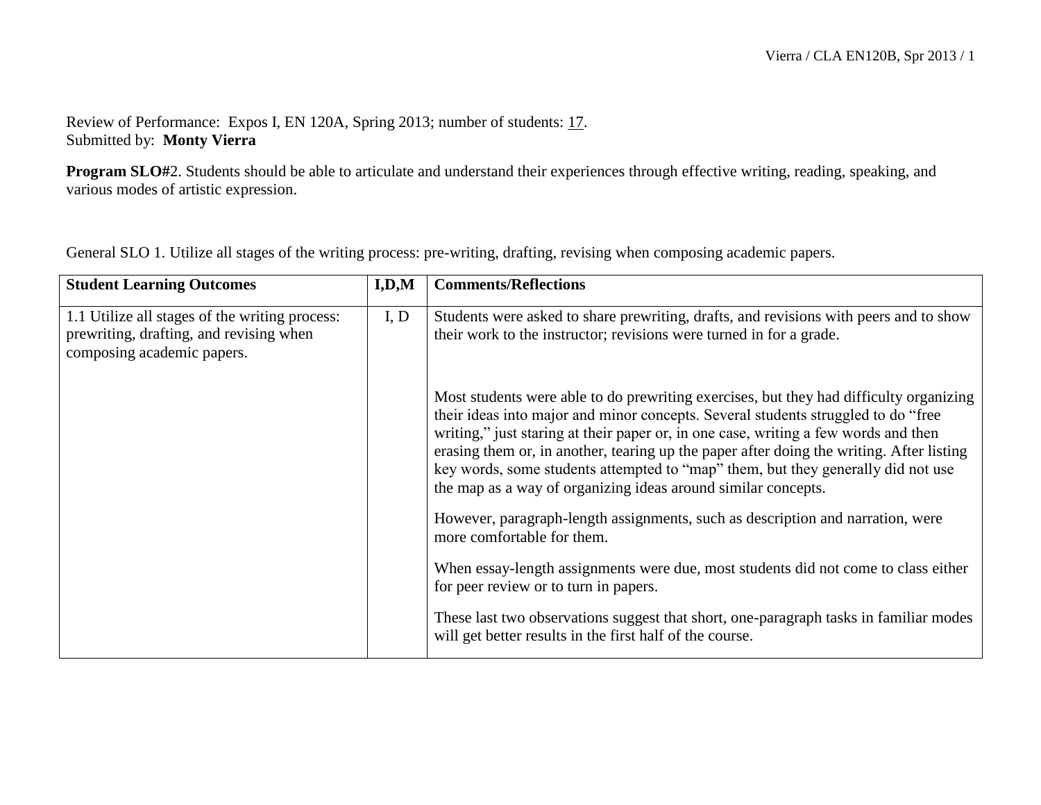Review of Performance: Expos I, EN 120A, Spring 2013; number of students: 17.
Submitted by: **Monty Vierra**

**Program SLO#**2. Students should be able to articulate and understand their experiences through effective writing, reading, speaking, and various modes of artistic expression.

General SLO 1. Utilize all stages of the writing process: pre-writing, drafting, revising when composing academic papers.

| **Student Learning Outcomes** | **I,D,M** | **Comments/Reflections** |
|---|---|---|
| 1.1 Utilize all stages of the writing process: prewriting, drafting, and revising when composing academic papers. | I, D | Students were asked to share prewriting, drafts, and revisions with peers and to show their work to the instructor; revisions were turned in for a grade.<br><br>Most students were able to do prewriting exercises, but they had difficulty organizing their ideas into major and minor concepts. Several students struggled to do "free writing," just staring at their paper or, in one case, writing a few words and then erasing them or, in another, tearing up the paper after doing the writing. After listing key words, some students attempted to "map" them, but they generally did not use the map as a way of organizing ideas around similar concepts.<br><br>However, paragraph-length assignments, such as description and narration, were more comfortable for them.<br><br>When essay-length assignments were due, most students did not come to class either for peer review or to turn in papers.<br><br>These last two observations suggest that short, one-paragraph tasks in familiar modes will get better results in the first half of the course. |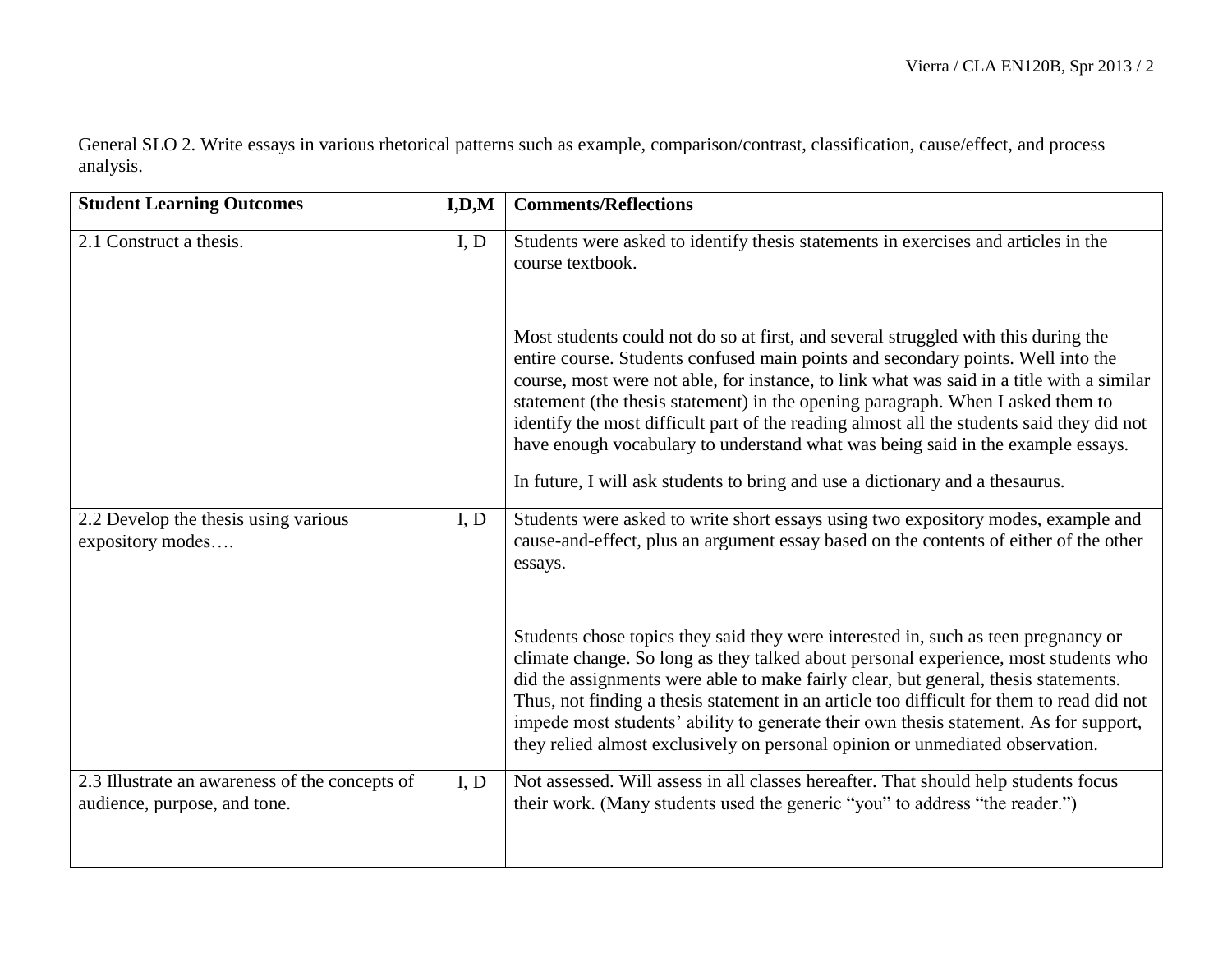General SLO 2. Write essays in various rhetorical patterns such as example, comparison/contrast, classification, cause/effect, and process analysis.

| **Student Learning Outcomes** | **I,D,M** | **Comments/Reflections** |
|---|---|---|
| 2.1 Construct a thesis. | I, D | Students were asked to identify thesis statements in exercises and articles in the course textbook.<br><br>Most students could not do so at first, and several struggled with this during the entire course. Students confused main points and secondary points. Well into the course, most were not able, for instance, to link what was said in a title with a similar statement (the thesis statement) in the opening paragraph. When I asked them to identify the most difficult part of the reading almost all the students said they did not have enough vocabulary to understand what was being said in the example essays.<br><br>In future, I will ask students to bring and use a dictionary and a thesaurus. |
| 2.2 Develop the thesis using various expository modes…. | I, D | Students were asked to write short essays using two expository modes, example and cause-and-effect, plus an argument essay based on the contents of either of the other essays.<br><br>Students chose topics they said they were interested in, such as teen pregnancy or climate change. So long as they talked about personal experience, most students who did the assignments were able to make fairly clear, but general, thesis statements. Thus, not finding a thesis statement in an article too difficult for them to read did not impede most students' ability to generate their own thesis statement. As for support, they relied almost exclusively on personal opinion or unmediated observation. |
| 2.3 Illustrate an awareness of the concepts of audience, purpose, and tone. | I, D | Not assessed. Will assess in all classes hereafter. That should help students focus their work. (Many students used the generic "you" to address "the reader.") |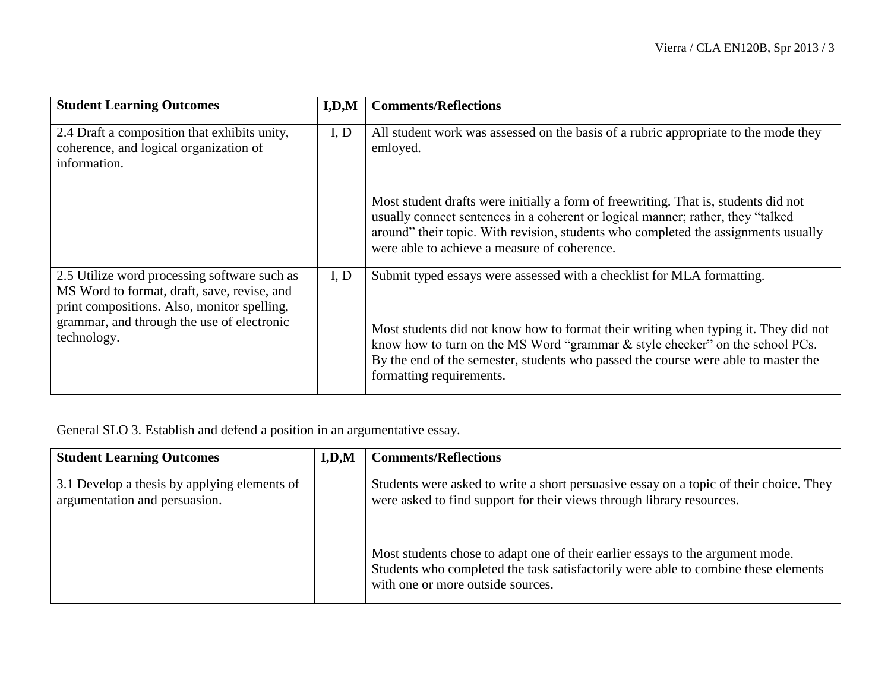| Student Learning Outcomes | I,D,M | Comments/Reflections |
| --- | --- | --- |
| 2.4 Draft a composition that exhibits unity, coherence, and logical organization of information. | I, D | All student work was assessed on the basis of a rubric appropriate to the mode they emloyed.<br><br>Most student drafts were initially a form of freewriting. That is, students did not usually connect sentences in a coherent or logical manner; rather, they "talked around" their topic. With revision, students who completed the assignments usually were able to achieve a measure of coherence. |
| 2.5 Utilize word processing software such as MS Word to format, draft, save, revise, and print compositions. Also, monitor spelling, grammar, and through the use of electronic technology. | I, D | Submit typed essays were assessed with a checklist for MLA formatting.<br><br>Most students did not know how to format their writing when typing it. They did not know how to turn on the MS Word "grammar & style checker" on the school PCs. By the end of the semester, students who passed the course were able to master the formatting requirements. |

General SLO 3. Establish and defend a position in an argumentative essay.

| Student Learning Outcomes | I,D,M | Comments/Reflections |
| --- | --- | --- |
| 3.1 Develop a thesis by applying elements of argumentation and persuasion. | | Students were asked to write a short persuasive essay on a topic of their choice. They were asked to find support for their views through library resources.<br><br>Most students chose to adapt one of their earlier essays to the argument mode. Students who completed the task satisfactorily were able to combine these elements with one or more outside sources. |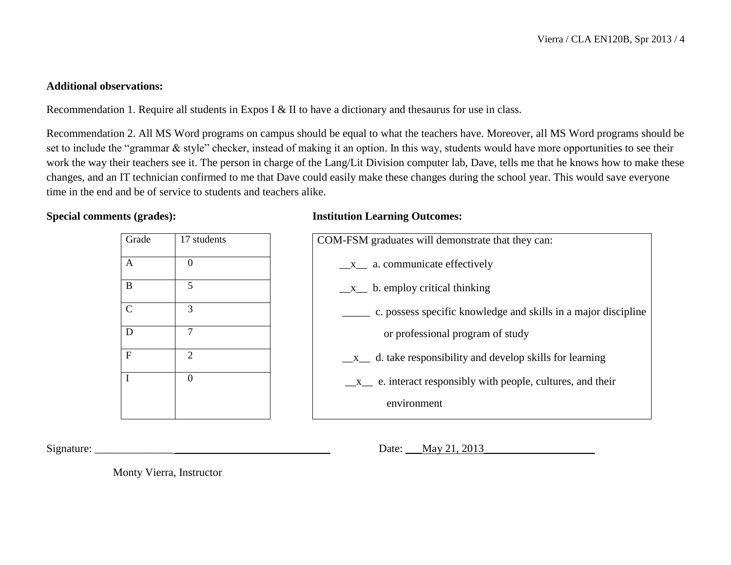**Additional observations:**

Recommendation 1. Require all students in Expos I & II to have a dictionary and thesaurus for use in class.

Recommendation 2. All MS Word programs on campus should be equal to what the teachers have. Moreover, all MS Word programs should be set to include the "grammar & style" checker, instead of making it an option. In this way, students would have more opportunities to see their work the way their teachers see it. The person in charge of the Lang/Lit Division computer lab, Dave, tells me that he knows how to make these changes, and an IT technician confirmed to me that Dave could easily make these changes during the school year. This would save everyone time in the end and be of service to students and teachers alike.

**Special comments (grades):**

| Grade | 17 students |
|---|---|
| A | 0 |
| B | 5 |
| C | 3 |
| D | 7 |
| F | 2 |
| I | 0 |

**Institution Learning Outcomes:**

COM-FSM graduates will demonstrate that they can:

__x__ a. communicate effectively

__x__ b. employ critical thinking

_____ c. possess specific knowledge and skills in a major discipline or professional program of study

__x__ d. take responsibility and develop skills for learning

__x__ e. interact responsibly with people, cultures, and their environment

Signature: ____________________________________________ Date: ___May 21, 2013____________________

Monty Vierra, Instructor